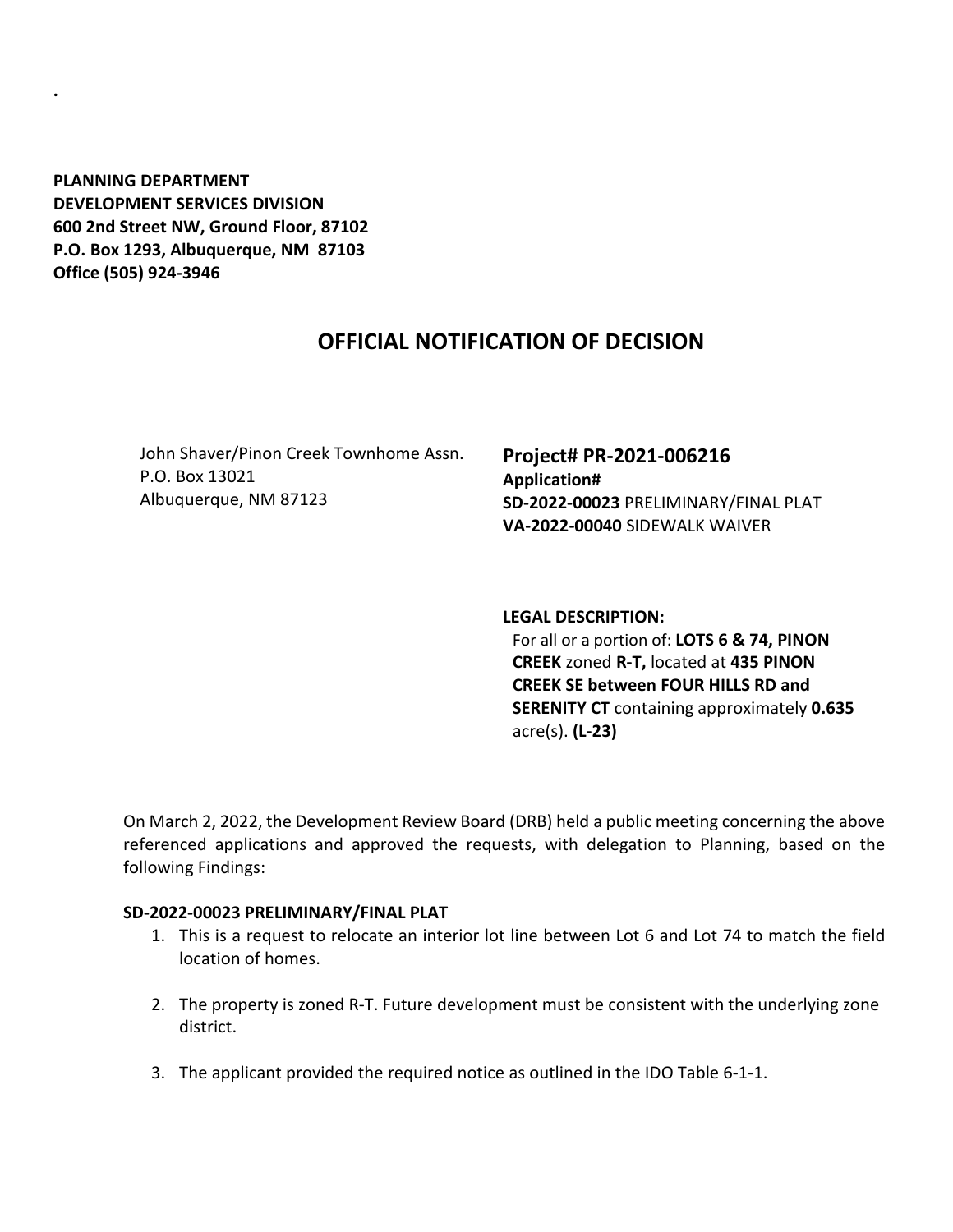**PLANNING DEPARTMENT**
**DEVELOPMENT SERVICES DIVISION**
**600 2nd Street NW, Ground Floor, 87102**
**P.O. Box 1293, Albuquerque, NM 87103**
**Office (505) 924-3946**

# OFFICIAL NOTIFICATION OF DECISION

John Shaver/Pinon Creek Townhome Assn.
P.O. Box 13021
Albuquerque, NM 87123

**Project# PR-2021-006216**
**Application#**
**SD-2022-00023** PRELIMINARY/FINAL PLAT
**VA-2022-00040** SIDEWALK WAIVER

**LEGAL DESCRIPTION:**
For all or a portion of: **LOTS 6 & 74, PINON CREEK** zoned **R-T,** located at **435 PINON CREEK SE between FOUR HILLS RD and SERENITY CT** containing approximately **0.635** acre(s). **(L-23)**

On March 2, 2022, the Development Review Board (DRB) held a public meeting concerning the above referenced applications and approved the requests, with delegation to Planning, based on the following Findings:

**SD-2022-00023 PRELIMINARY/FINAL PLAT**

1. This is a request to relocate an interior lot line between Lot 6 and Lot 74 to match the field location of homes.
2. The property is zoned R-T. Future development must be consistent with the underlying zone district.
3. The applicant provided the required notice as outlined in the IDO Table 6-1-1.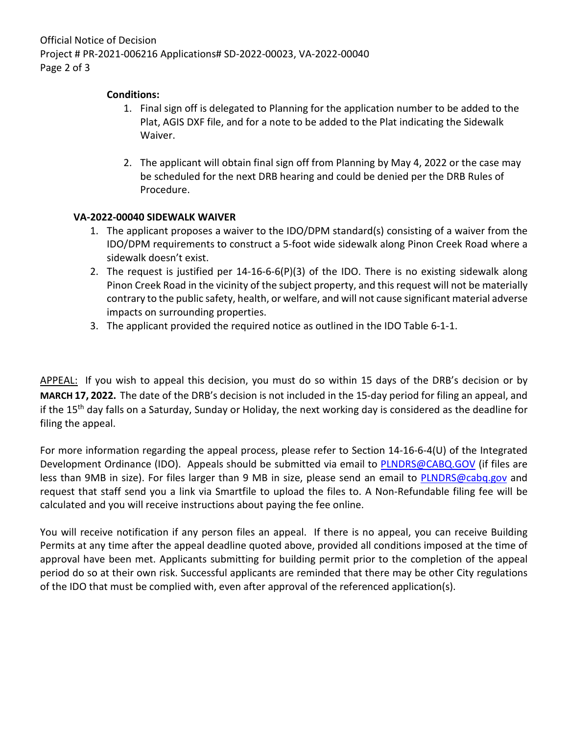**Conditions:**

1. Final sign off is delegated to Planning for the application number to be added to the Plat, AGIS DXF file, and for a note to be added to the Plat indicating the Sidewalk Waiver.

2. The applicant will obtain final sign off from Planning by May 4, 2022 or the case may be scheduled for the next DRB hearing and could be denied per the DRB Rules of Procedure.

**VA-2022-00040 SIDEWALK WAIVER**

1. The applicant proposes a waiver to the IDO/DPM standard(s) consisting of a waiver from the IDO/DPM requirements to construct a 5-foot wide sidewalk along Pinon Creek Road where a sidewalk doesn't exist.
2. The request is justified per 14-16-6-6(P)(3) of the IDO. There is no existing sidewalk along Pinon Creek Road in the vicinity of the subject property, and this request will not be materially contrary to the public safety, health, or welfare, and will not cause significant material adverse impacts on surrounding properties.
3. The applicant provided the required notice as outlined in the IDO Table 6-1-1.

APPEAL: If you wish to appeal this decision, you must do so within 15 days of the DRB's decision or by **MARCH 17, 2022.** The date of the DRB's decision is not included in the 15-day period for filing an appeal, and if the 15th day falls on a Saturday, Sunday or Holiday, the next working day is considered as the deadline for filing the appeal.

For more information regarding the appeal process, please refer to Section 14-16-6-4(U) of the Integrated Development Ordinance (IDO). Appeals should be submitted via email to PLNDRS@CABQ.GOV (if files are less than 9MB in size). For files larger than 9 MB in size, please send an email to PLNDRS@cabq.gov and request that staff send you a link via Smartfile to upload the files to. A Non-Refundable filing fee will be calculated and you will receive instructions about paying the fee online.

You will receive notification if any person files an appeal. If there is no appeal, you can receive Building Permits at any time after the appeal deadline quoted above, provided all conditions imposed at the time of approval have been met. Applicants submitting for building permit prior to the completion of the appeal period do so at their own risk. Successful applicants are reminded that there may be other City regulations of the IDO that must be complied with, even after approval of the referenced application(s).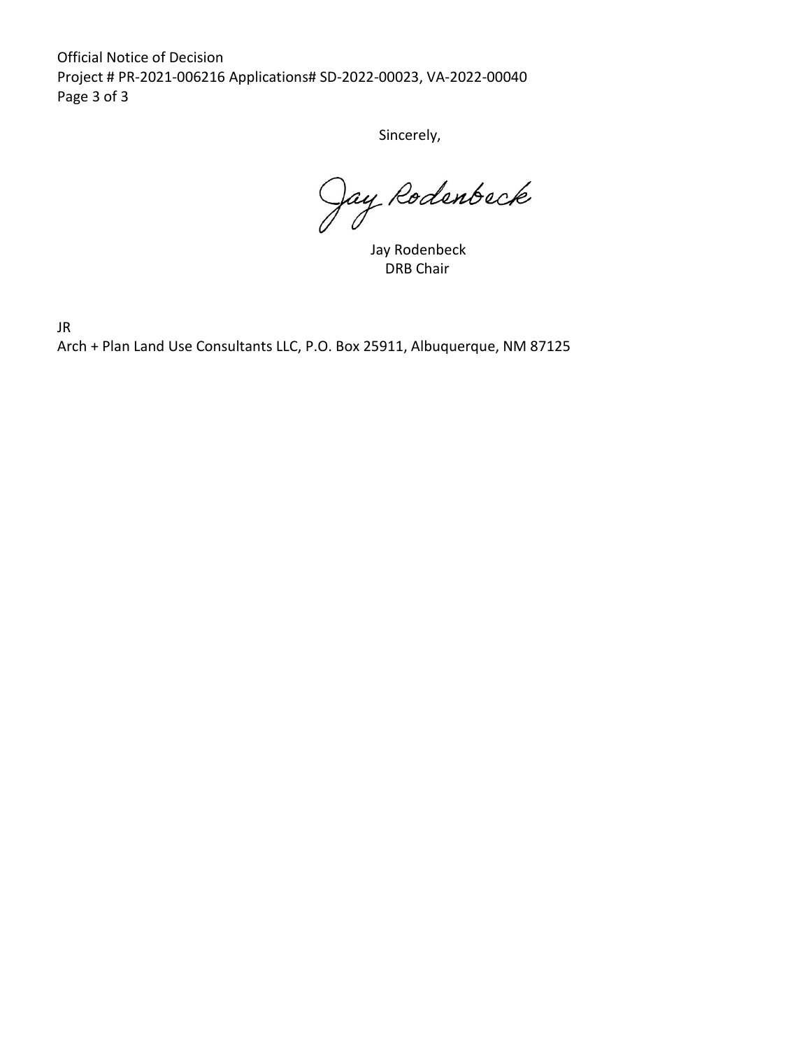Sincerely,

Jay Rodenbeck

Jay Rodenbeck
DRB Chair

JR
Arch + Plan Land Use Consultants LLC, P.O. Box 25911, Albuquerque, NM 87125